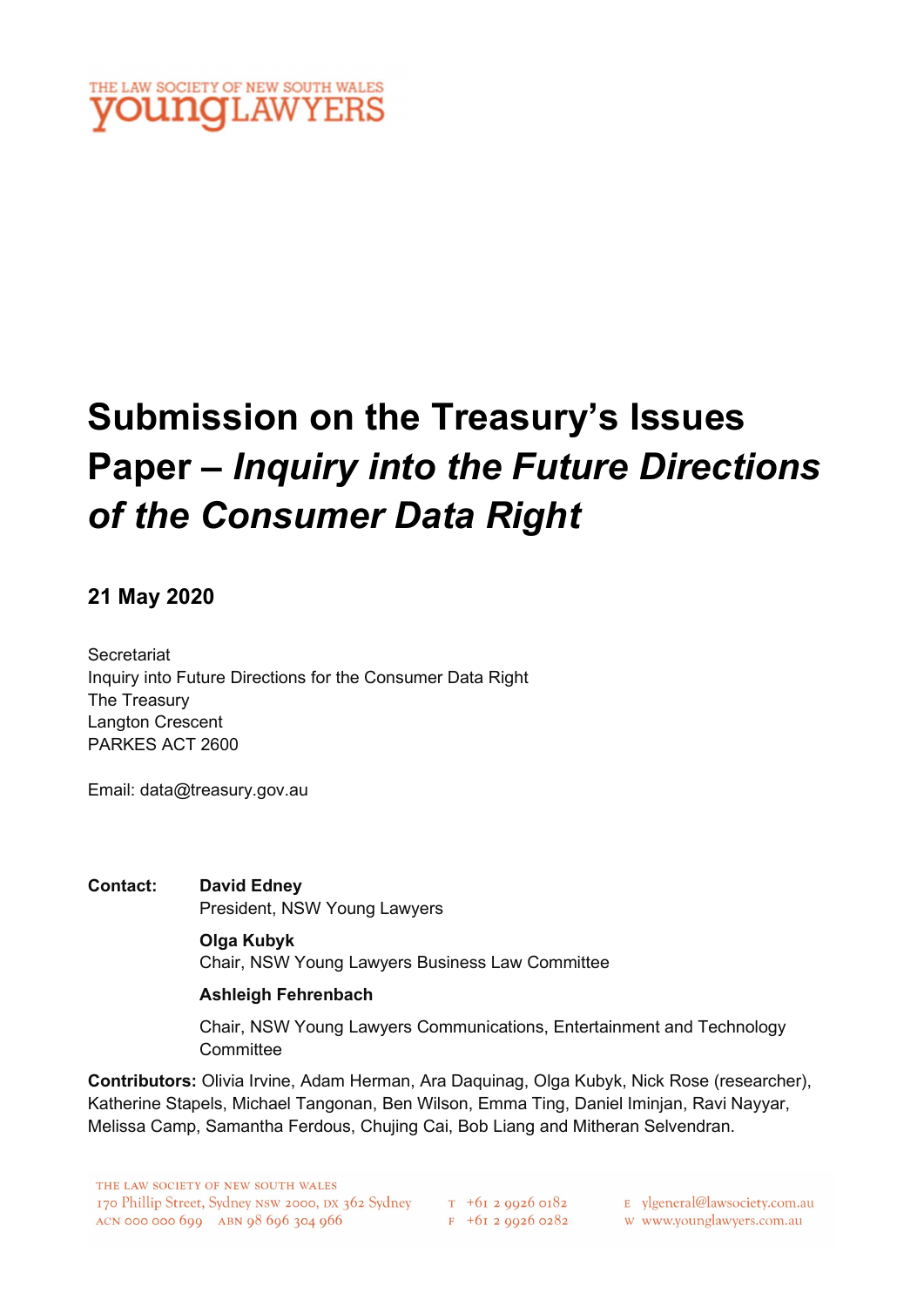THE LAW SOCIETY OF NEW SOUTH WALES
young LAWYERS

# Submission on the Treasury's Issues Paper – *Inquiry into the Future Directions of the Consumer Data Right*

**21 May 2020**

Secretariat
Inquiry into Future Directions for the Consumer Data Right
The Treasury
Langton Crescent
PARKES ACT 2600

Email: data@treasury.gov.au

**Contact:** **David Edney**
President, NSW Young Lawyers

**Olga Kubyk**
Chair, NSW Young Lawyers Business Law Committee

**Ashleigh Fehrenbach**
Chair, NSW Young Lawyers Communications, Entertainment and Technology Committee

**Contributors:** Olivia Irvine, Adam Herman, Ara Daquinag, Olga Kubyk, Nick Rose (researcher), Katherine Stapels, Michael Tangonan, Ben Wilson, Emma Ting, Daniel Iminjan, Ravi Nayyar, Melissa Camp, Samantha Ferdous, Chujing Cai, Bob Liang and Mitheran Selvendran.

THE LAW SOCIETY OF NEW SOUTH WALES
170 Phillip Street, Sydney NSW 2000, DX 362 Sydney
ACN 000 000 699 ABN 98 696 304 966
T +61 2 9926 0182
F +61 2 9926 0282
E ylgeneral@lawsociety.com.au
W www.younglawyers.com.au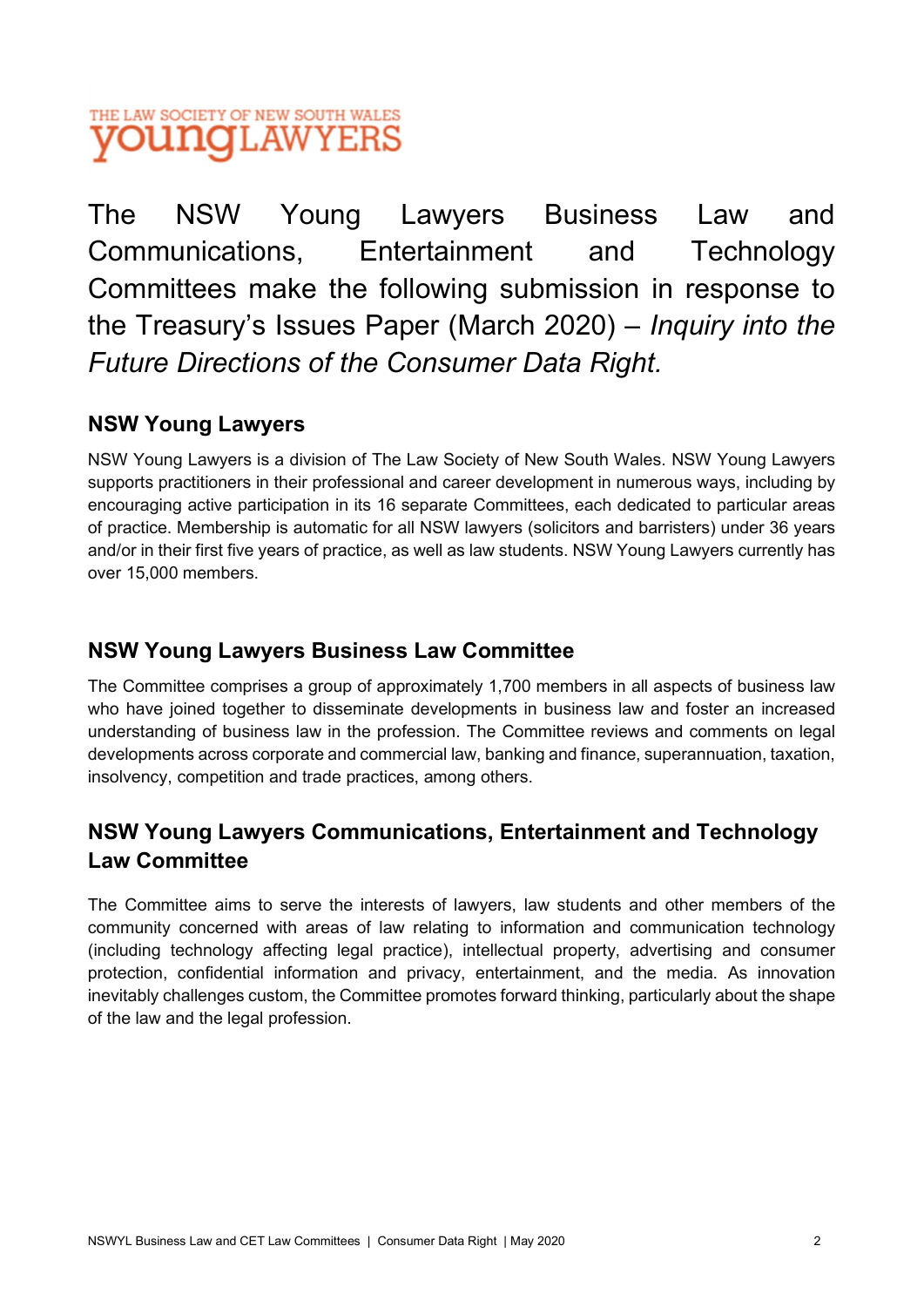THE LAW SOCIETY OF NEW SOUTH WALES youngLAWYERS

The NSW Young Lawyers Business Law and Communications, Entertainment and Technology Committees make the following submission in response to the Treasury's Issues Paper (March 2020) – *Inquiry into the Future Directions of the Consumer Data Right.*

## NSW Young Lawyers

NSW Young Lawyers is a division of The Law Society of New South Wales. NSW Young Lawyers supports practitioners in their professional and career development in numerous ways, including by encouraging active participation in its 16 separate Committees, each dedicated to particular areas of practice. Membership is automatic for all NSW lawyers (solicitors and barristers) under 36 years and/or in their first five years of practice, as well as law students. NSW Young Lawyers currently has over 15,000 members.

## NSW Young Lawyers Business Law Committee

The Committee comprises a group of approximately 1,700 members in all aspects of business law who have joined together to disseminate developments in business law and foster an increased understanding of business law in the profession. The Committee reviews and comments on legal developments across corporate and commercial law, banking and finance, superannuation, taxation, insolvency, competition and trade practices, among others.

## NSW Young Lawyers Communications, Entertainment and Technology Law Committee

The Committee aims to serve the interests of lawyers, law students and other members of the community concerned with areas of law relating to information and communication technology (including technology affecting legal practice), intellectual property, advertising and consumer protection, confidential information and privacy, entertainment, and the media. As innovation inevitably challenges custom, the Committee promotes forward thinking, particularly about the shape of the law and the legal profession.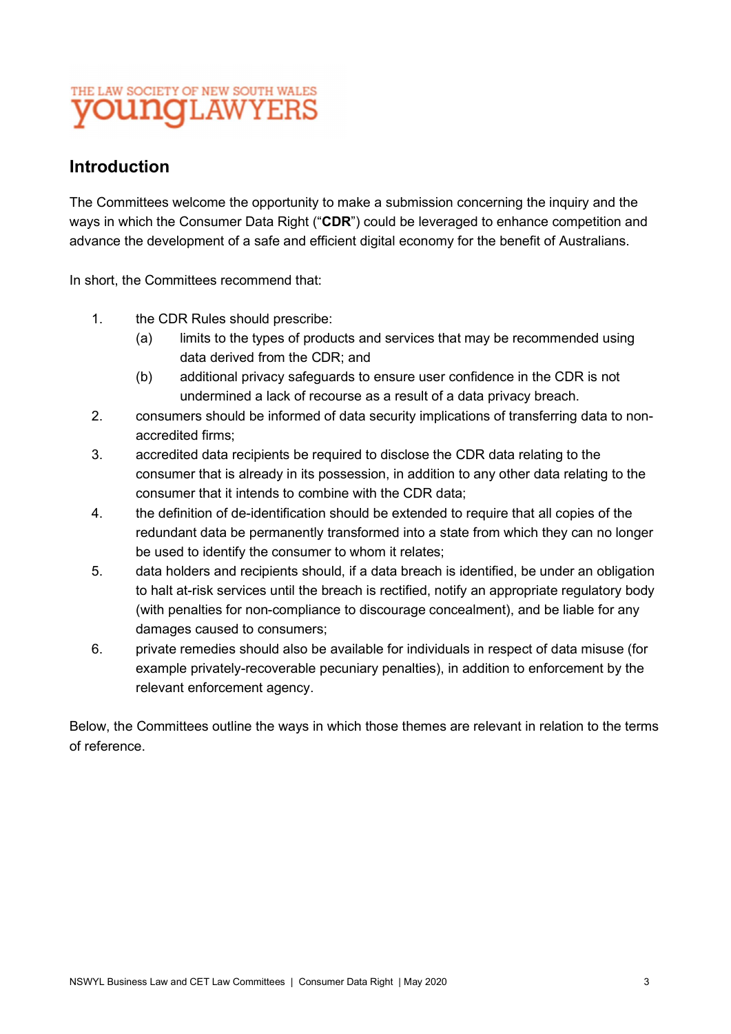## Introduction

The Committees welcome the opportunity to make a submission concerning the inquiry and the ways in which the Consumer Data Right ("**CDR**") could be leveraged to enhance competition and advance the development of a safe and efficient digital economy for the benefit of Australians.

In short, the Committees recommend that:

1. the CDR Rules should prescribe:
   (a) limits to the types of products and services that may be recommended using data derived from the CDR; and
   (b) additional privacy safeguards to ensure user confidence in the CDR is not undermined a lack of recourse as a result of a data privacy breach.
2. consumers should be informed of data security implications of transferring data to non-accredited firms;
3. accredited data recipients be required to disclose the CDR data relating to the consumer that is already in its possession, in addition to any other data relating to the consumer that it intends to combine with the CDR data;
4. the definition of de-identification should be extended to require that all copies of the redundant data be permanently transformed into a state from which they can no longer be used to identify the consumer to whom it relates;
5. data holders and recipients should, if a data breach is identified, be under an obligation to halt at-risk services until the breach is rectified, notify an appropriate regulatory body (with penalties for non-compliance to discourage concealment), and be liable for any damages caused to consumers;
6. private remedies should also be available for individuals in respect of data misuse (for example privately-recoverable pecuniary penalties), in addition to enforcement by the relevant enforcement agency.

Below, the Committees outline the ways in which those themes are relevant in relation to the terms of reference.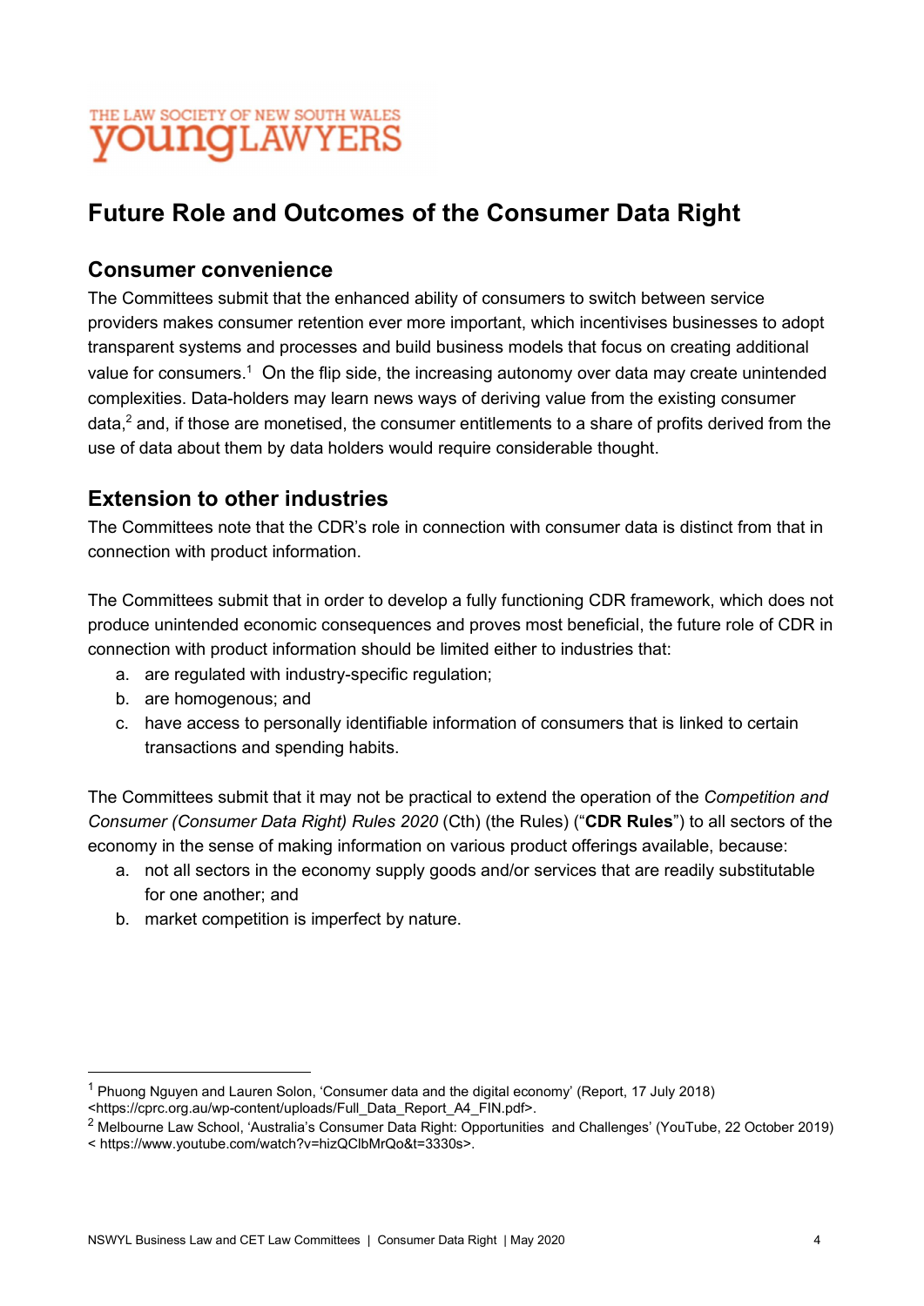THE LAW SOCIETY OF NEW SOUTH WALES
youngLAWYERS

# Future Role and Outcomes of the Consumer Data Right

## Consumer convenience

The Committees submit that the enhanced ability of consumers to switch between service providers makes consumer retention ever more important, which incentivises businesses to adopt transparent systems and processes and build business models that focus on creating additional value for consumers.[1] On the flip side, the increasing autonomy over data may create unintended complexities. Data-holders may learn news ways of deriving value from the existing consumer data,[2] and, if those are monetised, the consumer entitlements to a share of profits derived from the use of data about them by data holders would require considerable thought.

## Extension to other industries

The Committees note that the CDR's role in connection with consumer data is distinct from that in connection with product information.

The Committees submit that in order to develop a fully functioning CDR framework, which does not produce unintended economic consequences and proves most beneficial, the future role of CDR in connection with product information should be limited either to industries that:

a. are regulated with industry-specific regulation;
b. are homogenous; and
c. have access to personally identifiable information of consumers that is linked to certain transactions and spending habits.

The Committees submit that it may not be practical to extend the operation of the *Competition and Consumer (Consumer Data Right) Rules 2020* (Cth) (the Rules) ("**CDR Rules**") to all sectors of the economy in the sense of making information on various product offerings available, because:

a. not all sectors in the economy supply goods and/or services that are readily substitutable for one another; and
b. market competition is imperfect by nature.

---

[1] Phuong Nguyen and Lauren Solon, 'Consumer data and the digital economy' (Report, 17 July 2018) <https://cprc.org.au/wp-content/uploads/Full_Data_Report_A4_FIN.pdf>.

[2] Melbourne Law School, 'Australia's Consumer Data Right: Opportunities and Challenges' (YouTube, 22 October 2019) < https://www.youtube.com/watch?v=hizQClbMrQo&t=3330s>.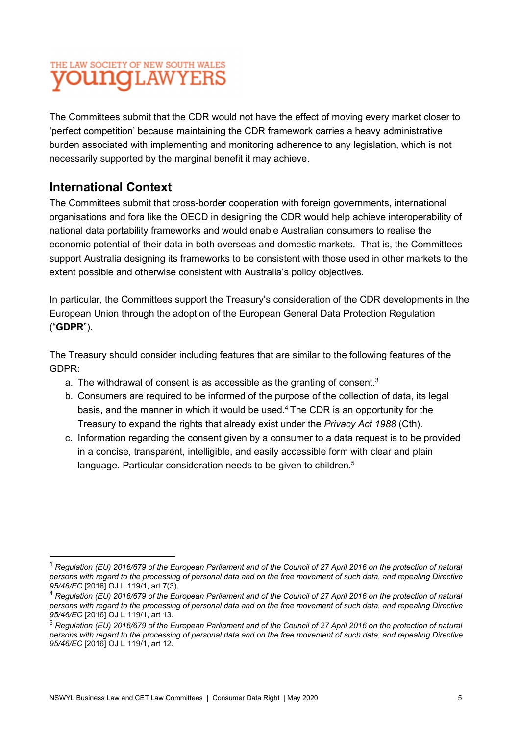The Committees submit that the CDR would not have the effect of moving every market closer to 'perfect competition' because maintaining the CDR framework carries a heavy administrative burden associated with implementing and monitoring adherence to any legislation, which is not necessarily supported by the marginal benefit it may achieve.

## International Context

The Committees submit that cross-border cooperation with foreign governments, international organisations and fora like the OECD in designing the CDR would help achieve interoperability of national data portability frameworks and would enable Australian consumers to realise the economic potential of their data in both overseas and domestic markets. That is, the Committees support Australia designing its frameworks to be consistent with those used in other markets to the extent possible and otherwise consistent with Australia's policy objectives.

In particular, the Committees support the Treasury's consideration of the CDR developments in the European Union through the adoption of the European General Data Protection Regulation ("**GDPR**").

The Treasury should consider including features that are similar to the following features of the GDPR:

a. The withdrawal of consent is as accessible as the granting of consent.[3]
b. Consumers are required to be informed of the purpose of the collection of data, its legal basis, and the manner in which it would be used.[4] The CDR is an opportunity for the Treasury to expand the rights that already exist under the *Privacy Act 1988* (Cth).
c. Information regarding the consent given by a consumer to a data request is to be provided in a concise, transparent, intelligible, and easily accessible form with clear and plain language. Particular consideration needs to be given to children.[5]

---

[3] *Regulation (EU) 2016/679 of the European Parliament and of the Council of 27 April 2016 on the protection of natural persons with regard to the processing of personal data and on the free movement of such data, and repealing Directive 95/46/EC* [2016] OJ L 119/1, art 7(3).

[4] *Regulation (EU) 2016/679 of the European Parliament and of the Council of 27 April 2016 on the protection of natural persons with regard to the processing of personal data and on the free movement of such data, and repealing Directive 95/46/EC* [2016] OJ L 119/1, art 13.

[5] *Regulation (EU) 2016/679 of the European Parliament and of the Council of 27 April 2016 on the protection of natural persons with regard to the processing of personal data and on the free movement of such data, and repealing Directive 95/46/EC* [2016] OJ L 119/1, art 12.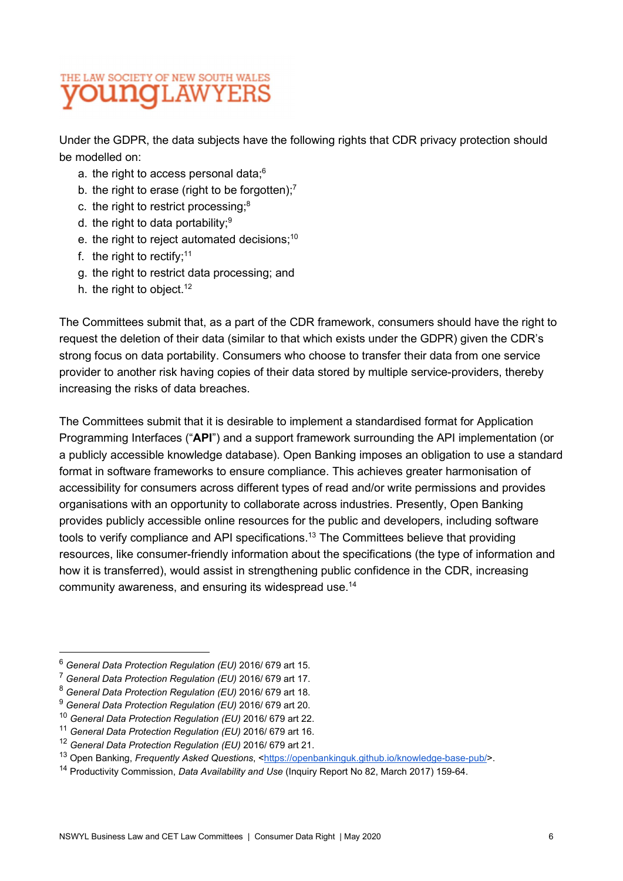Under the GDPR, the data subjects have the following rights that CDR privacy protection should be modelled on:

a. the right to access personal data;[6]
b. the right to erase (right to be forgotten);[7]
c. the right to restrict processing;[8]
d. the right to data portability;[9]
e. the right to reject automated decisions;[10]
f. the right to rectify;[11]
g. the right to restrict data processing; and
h. the right to object.[12]

The Committees submit that, as a part of the CDR framework, consumers should have the right to request the deletion of their data (similar to that which exists under the GDPR) given the CDR's strong focus on data portability. Consumers who choose to transfer their data from one service provider to another risk having copies of their data stored by multiple service-providers, thereby increasing the risks of data breaches.

The Committees submit that it is desirable to implement a standardised format for Application Programming Interfaces ("**API**") and a support framework surrounding the API implementation (or a publicly accessible knowledge database). Open Banking imposes an obligation to use a standard format in software frameworks to ensure compliance. This achieves greater harmonisation of accessibility for consumers across different types of read and/or write permissions and provides organisations with an opportunity to collaborate across industries. Presently, Open Banking provides publicly accessible online resources for the public and developers, including software tools to verify compliance and API specifications.[13] The Committees believe that providing resources, like consumer-friendly information about the specifications (the type of information and how it is transferred), would assist in strengthening public confidence in the CDR, increasing community awareness, and ensuring its widespread use.[14]

---

[6] *General Data Protection Regulation (EU)* 2016/ 679 art 15.
[7] *General Data Protection Regulation (EU)* 2016/ 679 art 17.
[8] *General Data Protection Regulation (EU)* 2016/ 679 art 18.
[9] *General Data Protection Regulation (EU)* 2016/ 679 art 20.
[10] *General Data Protection Regulation (EU)* 2016/ 679 art 22.
[11] *General Data Protection Regulation (EU)* 2016/ 679 art 16.
[12] *General Data Protection Regulation (EU)* 2016/ 679 art 21.
[13] Open Banking, *Frequently Asked Questions*, <https://openbankinguk.github.io/knowledge-base-pub/>.
[14] Productivity Commission, *Data Availability and Use* (Inquiry Report No 82, March 2017) 159-64.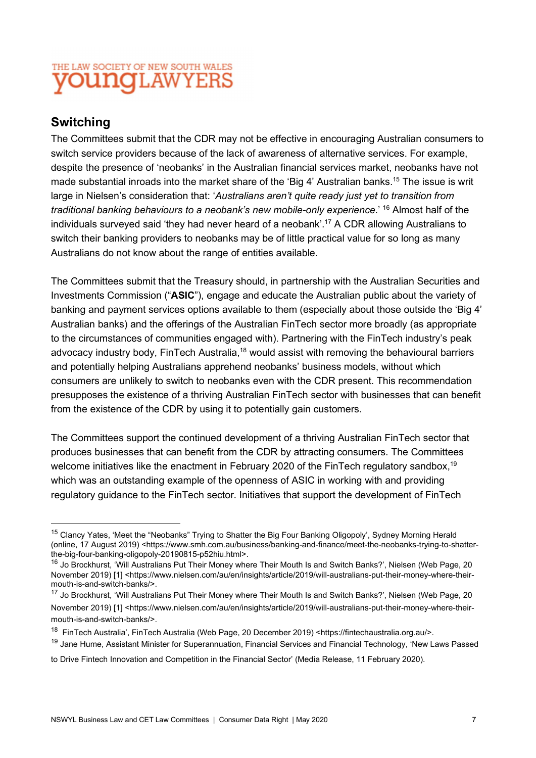## Switching

The Committees submit that the CDR may not be effective in encouraging Australian consumers to switch service providers because of the lack of awareness of alternative services. For example, despite the presence of 'neobanks' in the Australian financial services market, neobanks have not made substantial inroads into the market share of the 'Big 4' Australian banks.[15] The issue is writ large in Nielsen's consideration that: '*Australians aren't quite ready just yet to transition from traditional banking behaviours to a neobank's new mobile-only experience*.' [16] Almost half of the individuals surveyed said 'they had never heard of a neobank'.[17] A CDR allowing Australians to switch their banking providers to neobanks may be of little practical value for so long as many Australians do not know about the range of entities available.

The Committees submit that the Treasury should, in partnership with the Australian Securities and Investments Commission ("**ASIC**"), engage and educate the Australian public about the variety of banking and payment services options available to them (especially about those outside the 'Big 4' Australian banks) and the offerings of the Australian FinTech sector more broadly (as appropriate to the circumstances of communities engaged with). Partnering with the FinTech industry's peak advocacy industry body, FinTech Australia,[18] would assist with removing the behavioural barriers and potentially helping Australians apprehend neobanks' business models, without which consumers are unlikely to switch to neobanks even with the CDR present. This recommendation presupposes the existence of a thriving Australian FinTech sector with businesses that can benefit from the existence of the CDR by using it to potentially gain customers.

The Committees support the continued development of a thriving Australian FinTech sector that produces businesses that can benefit from the CDR by attracting consumers. The Committees welcome initiatives like the enactment in February 2020 of the FinTech regulatory sandbox,[19] which was an outstanding example of the openness of ASIC in working with and providing regulatory guidance to the FinTech sector. Initiatives that support the development of FinTech

---

[15] Clancy Yates, 'Meet the "Neobanks" Trying to Shatter the Big Four Banking Oligopoly', Sydney Morning Herald (online, 17 August 2019) <https://www.smh.com.au/business/banking-and-finance/meet-the-neobanks-trying-to-shatter-the-big-four-banking-oligopoly-20190815-p52hiu.html>.

[16] Jo Brockhurst, 'Will Australians Put Their Money where Their Mouth Is and Switch Banks?', Nielsen (Web Page, 20 November 2019) [1] <https://www.nielsen.com/au/en/insights/article/2019/will-australians-put-their-money-where-their-mouth-is-and-switch-banks/>.

[17] Jo Brockhurst, 'Will Australians Put Their Money where Their Mouth Is and Switch Banks?', Nielsen (Web Page, 20 November 2019) [1] <https://www.nielsen.com/au/en/insights/article/2019/will-australians-put-their-money-where-their-mouth-is-and-switch-banks/>.

[18] FinTech Australia', FinTech Australia (Web Page, 20 December 2019) <https://fintechaustralia.org.au/>.

[19] Jane Hume, Assistant Minister for Superannuation, Financial Services and Financial Technology, 'New Laws Passed to Drive Fintech Innovation and Competition in the Financial Sector' (Media Release, 11 February 2020).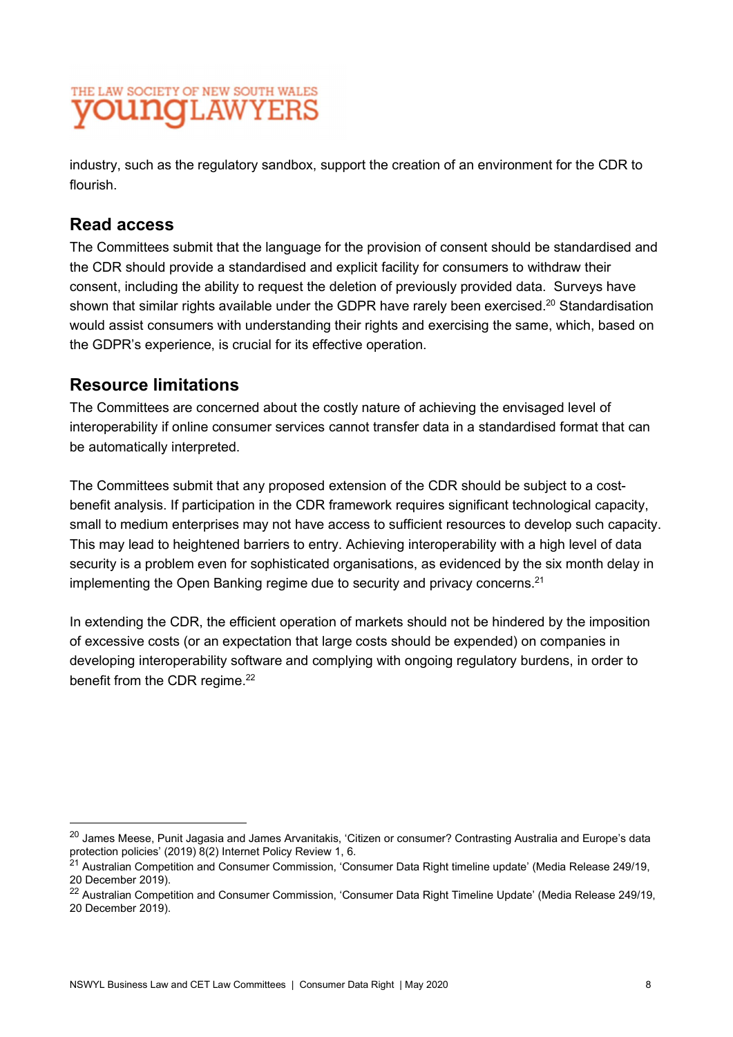industry, such as the regulatory sandbox, support the creation of an environment for the CDR to flourish.

## Read access

The Committees submit that the language for the provision of consent should be standardised and the CDR should provide a standardised and explicit facility for consumers to withdraw their consent, including the ability to request the deletion of previously provided data. Surveys have shown that similar rights available under the GDPR have rarely been exercised.[20] Standardisation would assist consumers with understanding their rights and exercising the same, which, based on the GDPR's experience, is crucial for its effective operation.

## Resource limitations

The Committees are concerned about the costly nature of achieving the envisaged level of interoperability if online consumer services cannot transfer data in a standardised format that can be automatically interpreted.

The Committees submit that any proposed extension of the CDR should be subject to a cost-benefit analysis. If participation in the CDR framework requires significant technological capacity, small to medium enterprises may not have access to sufficient resources to develop such capacity. This may lead to heightened barriers to entry. Achieving interoperability with a high level of data security is a problem even for sophisticated organisations, as evidenced by the six month delay in implementing the Open Banking regime due to security and privacy concerns.[21]

In extending the CDR, the efficient operation of markets should not be hindered by the imposition of excessive costs (or an expectation that large costs should be expended) on companies in developing interoperability software and complying with ongoing regulatory burdens, in order to benefit from the CDR regime.[22]

---

[20] James Meese, Punit Jagasia and James Arvanitakis, 'Citizen or consumer? Contrasting Australia and Europe's data protection policies' (2019) 8(2) Internet Policy Review 1, 6.

[21] Australian Competition and Consumer Commission, 'Consumer Data Right timeline update' (Media Release 249/19, 20 December 2019).

[22] Australian Competition and Consumer Commission, 'Consumer Data Right Timeline Update' (Media Release 249/19, 20 December 2019).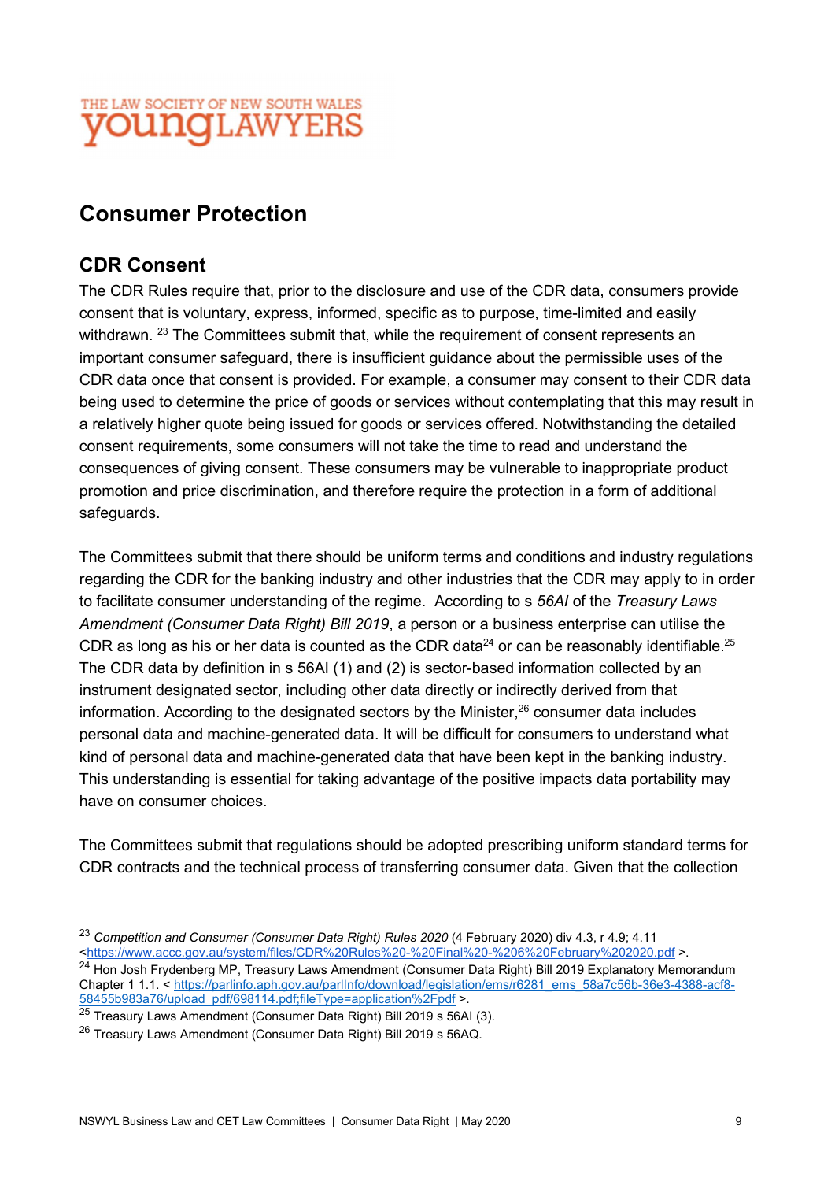# Consumer Protection

## CDR Consent

The CDR Rules require that, prior to the disclosure and use of the CDR data, consumers provide consent that is voluntary, express, informed, specific as to purpose, time-limited and easily withdrawn. [23] The Committees submit that, while the requirement of consent represents an important consumer safeguard, there is insufficient guidance about the permissible uses of the CDR data once that consent is provided. For example, a consumer may consent to their CDR data being used to determine the price of goods or services without contemplating that this may result in a relatively higher quote being issued for goods or services offered. Notwithstanding the detailed consent requirements, some consumers will not take the time to read and understand the consequences of giving consent. These consumers may be vulnerable to inappropriate product promotion and price discrimination, and therefore require the protection in a form of additional safeguards.

The Committees submit that there should be uniform terms and conditions and industry regulations regarding the CDR for the banking industry and other industries that the CDR may apply to in order to facilitate consumer understanding of the regime. According to s *56AI* of the *Treasury Laws Amendment (Consumer Data Right) Bill 2019*, a person or a business enterprise can utilise the CDR as long as his or her data is counted as the CDR data[24] or can be reasonably identifiable.[25] The CDR data by definition in s 56AI (1) and (2) is sector-based information collected by an instrument designated sector, including other data directly or indirectly derived from that information. According to the designated sectors by the Minister,[26] consumer data includes personal data and machine-generated data. It will be difficult for consumers to understand what kind of personal data and machine-generated data that have been kept in the banking industry. This understanding is essential for taking advantage of the positive impacts data portability may have on consumer choices.

The Committees submit that regulations should be adopted prescribing uniform standard terms for CDR contracts and the technical process of transferring consumer data. Given that the collection

---

[23] *Competition and Consumer (Consumer Data Right) Rules 2020* (4 February 2020) div 4.3, r 4.9; 4.11 <https://www.accc.gov.au/system/files/CDR%20Rules%20-%20Final%20-%206%20February%202020.pdf >.

[24] Hon Josh Frydenberg MP, Treasury Laws Amendment (Consumer Data Right) Bill 2019 Explanatory Memorandum Chapter 1 1.1. < https://parlinfo.aph.gov.au/parlInfo/download/legislation/ems/r6281_ems_58a7c56b-36e3-4388-acf8-58455b983a76/upload_pdf/698114.pdf;fileType=application%2Fpdf >.

[25] Treasury Laws Amendment (Consumer Data Right) Bill 2019 s 56AI (3).

[26] Treasury Laws Amendment (Consumer Data Right) Bill 2019 s 56AQ.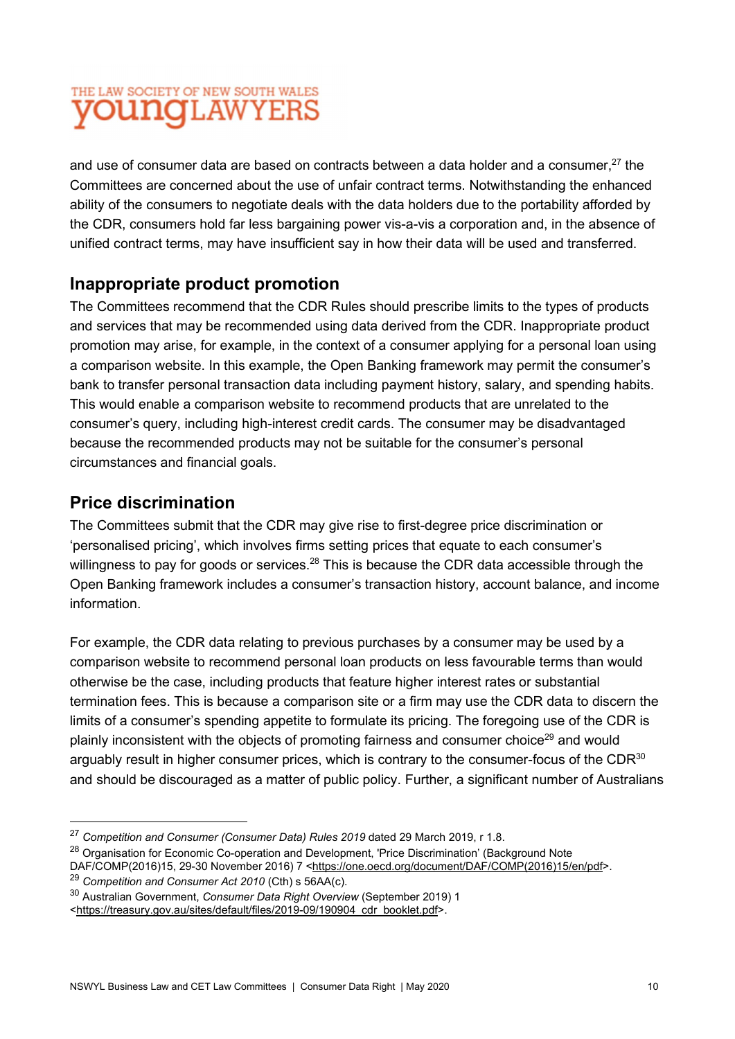and use of consumer data are based on contracts between a data holder and a consumer,[27] the Committees are concerned about the use of unfair contract terms. Notwithstanding the enhanced ability of the consumers to negotiate deals with the data holders due to the portability afforded by the CDR, consumers hold far less bargaining power vis-a-vis a corporation and, in the absence of unified contract terms, may have insufficient say in how their data will be used and transferred.

## Inappropriate product promotion

The Committees recommend that the CDR Rules should prescribe limits to the types of products and services that may be recommended using data derived from the CDR. Inappropriate product promotion may arise, for example, in the context of a consumer applying for a personal loan using a comparison website. In this example, the Open Banking framework may permit the consumer's bank to transfer personal transaction data including payment history, salary, and spending habits. This would enable a comparison website to recommend products that are unrelated to the consumer's query, including high-interest credit cards. The consumer may be disadvantaged because the recommended products may not be suitable for the consumer's personal circumstances and financial goals.

## Price discrimination

The Committees submit that the CDR may give rise to first-degree price discrimination or 'personalised pricing', which involves firms setting prices that equate to each consumer's willingness to pay for goods or services.[28] This is because the CDR data accessible through the Open Banking framework includes a consumer's transaction history, account balance, and income information.

For example, the CDR data relating to previous purchases by a consumer may be used by a comparison website to recommend personal loan products on less favourable terms than would otherwise be the case, including products that feature higher interest rates or substantial termination fees. This is because a comparison site or a firm may use the CDR data to discern the limits of a consumer's spending appetite to formulate its pricing. The foregoing use of the CDR is plainly inconsistent with the objects of promoting fairness and consumer choice[29] and would arguably result in higher consumer prices, which is contrary to the consumer-focus of the CDR[30] and should be discouraged as a matter of public policy. Further, a significant number of Australians

---

[27] *Competition and Consumer (Consumer Data) Rules 2019* dated 29 March 2019, r 1.8.

[28] Organisation for Economic Co-operation and Development, 'Price Discrimination' (Background Note DAF/COMP(2016)15, 29-30 November 2016) 7 <https://one.oecd.org/document/DAF/COMP(2016)15/en/pdf>.

[29] *Competition and Consumer Act 2010* (Cth) s 56AA(c).

[30] Australian Government, *Consumer Data Right Overview* (September 2019) 1 <https://treasury.gov.au/sites/default/files/2019-09/190904_cdr_booklet.pdf>.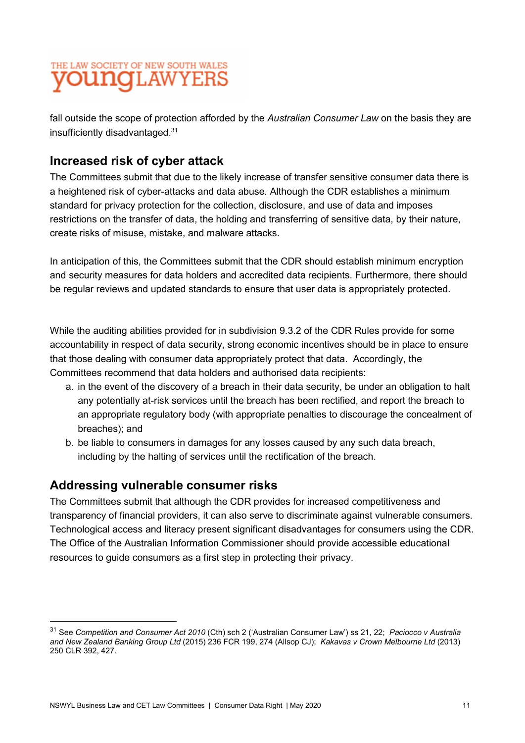fall outside the scope of protection afforded by the *Australian Consumer Law* on the basis they are insufficiently disadvantaged.[31]

## Increased risk of cyber attack

The Committees submit that due to the likely increase of transfer sensitive consumer data there is a heightened risk of cyber-attacks and data abuse. Although the CDR establishes a minimum standard for privacy protection for the collection, disclosure, and use of data and imposes restrictions on the transfer of data, the holding and transferring of sensitive data, by their nature, create risks of misuse, mistake, and malware attacks.

In anticipation of this, the Committees submit that the CDR should establish minimum encryption and security measures for data holders and accredited data recipients. Furthermore, there should be regular reviews and updated standards to ensure that user data is appropriately protected.

While the auditing abilities provided for in subdivision 9.3.2 of the CDR Rules provide for some accountability in respect of data security, strong economic incentives should be in place to ensure that those dealing with consumer data appropriately protect that data. Accordingly, the Committees recommend that data holders and authorised data recipients:

a. in the event of the discovery of a breach in their data security, be under an obligation to halt any potentially at-risk services until the breach has been rectified, and report the breach to an appropriate regulatory body (with appropriate penalties to discourage the concealment of breaches); and
b. be liable to consumers in damages for any losses caused by any such data breach, including by the halting of services until the rectification of the breach.

## Addressing vulnerable consumer risks

The Committees submit that although the CDR provides for increased competitiveness and transparency of financial providers, it can also serve to discriminate against vulnerable consumers. Technological access and literacy present significant disadvantages for consumers using the CDR. The Office of the Australian Information Commissioner should provide accessible educational resources to guide consumers as a first step in protecting their privacy.

---

[31] See *Competition and Consumer Act 2010* (Cth) sch 2 ('Australian Consumer Law') ss 21, 22; *Paciocco v Australia and New Zealand Banking Group Ltd* (2015) 236 FCR 199, 274 (Allsop CJ); *Kakavas v Crown Melbourne Ltd* (2013) 250 CLR 392, 427.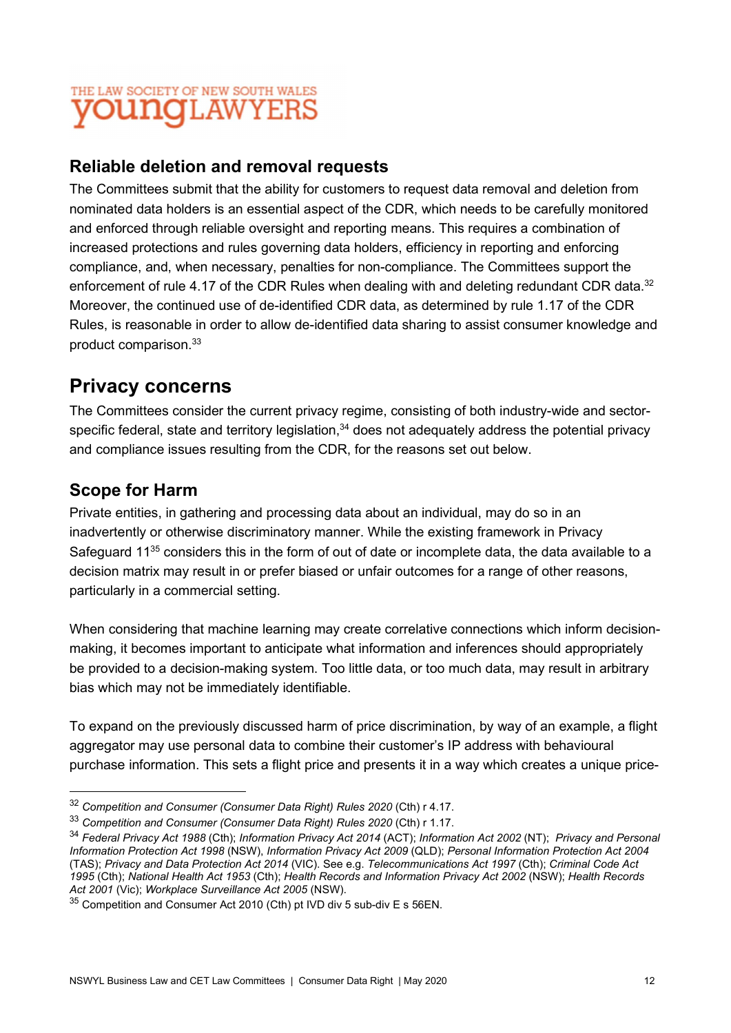## Reliable deletion and removal requests

The Committees submit that the ability for customers to request data removal and deletion from nominated data holders is an essential aspect of the CDR, which needs to be carefully monitored and enforced through reliable oversight and reporting means. This requires a combination of increased protections and rules governing data holders, efficiency in reporting and enforcing compliance, and, when necessary, penalties for non-compliance. The Committees support the enforcement of rule 4.17 of the CDR Rules when dealing with and deleting redundant CDR data.[32] Moreover, the continued use of de-identified CDR data, as determined by rule 1.17 of the CDR Rules, is reasonable in order to allow de-identified data sharing to assist consumer knowledge and product comparison.[33]

# Privacy concerns

The Committees consider the current privacy regime, consisting of both industry-wide and sector-specific federal, state and territory legislation,[34] does not adequately address the potential privacy and compliance issues resulting from the CDR, for the reasons set out below.

## Scope for Harm

Private entities, in gathering and processing data about an individual, may do so in an inadvertently or otherwise discriminatory manner. While the existing framework in Privacy Safeguard 11[35] considers this in the form of out of date or incomplete data, the data available to a decision matrix may result in or prefer biased or unfair outcomes for a range of other reasons, particularly in a commercial setting.

When considering that machine learning may create correlative connections which inform decision-making, it becomes important to anticipate what information and inferences should appropriately be provided to a decision-making system. Too little data, or too much data, may result in arbitrary bias which may not be immediately identifiable.

To expand on the previously discussed harm of price discrimination, by way of an example, a flight aggregator may use personal data to combine their customer's IP address with behavioural purchase information. This sets a flight price and presents it in a way which creates a unique price-

---

[32] *Competition and Consumer (Consumer Data Right) Rules 2020* (Cth) r 4.17.

[33] *Competition and Consumer (Consumer Data Right) Rules 2020* (Cth) r 1.17.

[34] *Federal Privacy Act 1988* (Cth); *Information Privacy Act 2014* (ACT); *Information Act 2002* (NT); *Privacy and Personal Information Protection Act 1998* (NSW), *Information Privacy Act 2009* (QLD); *Personal Information Protection Act 2004* (TAS); *Privacy and Data Protection Act 2014* (VIC). See e.g. *Telecommunications Act 1997* (Cth); *Criminal Code Act 1995* (Cth); *National Health Act 1953* (Cth); *Health Records and Information Privacy Act 2002* (NSW); *Health Records Act 2001* (Vic); *Workplace Surveillance Act 2005* (NSW).

[35] Competition and Consumer Act 2010 (Cth) pt IVD div 5 sub-div E s 56EN.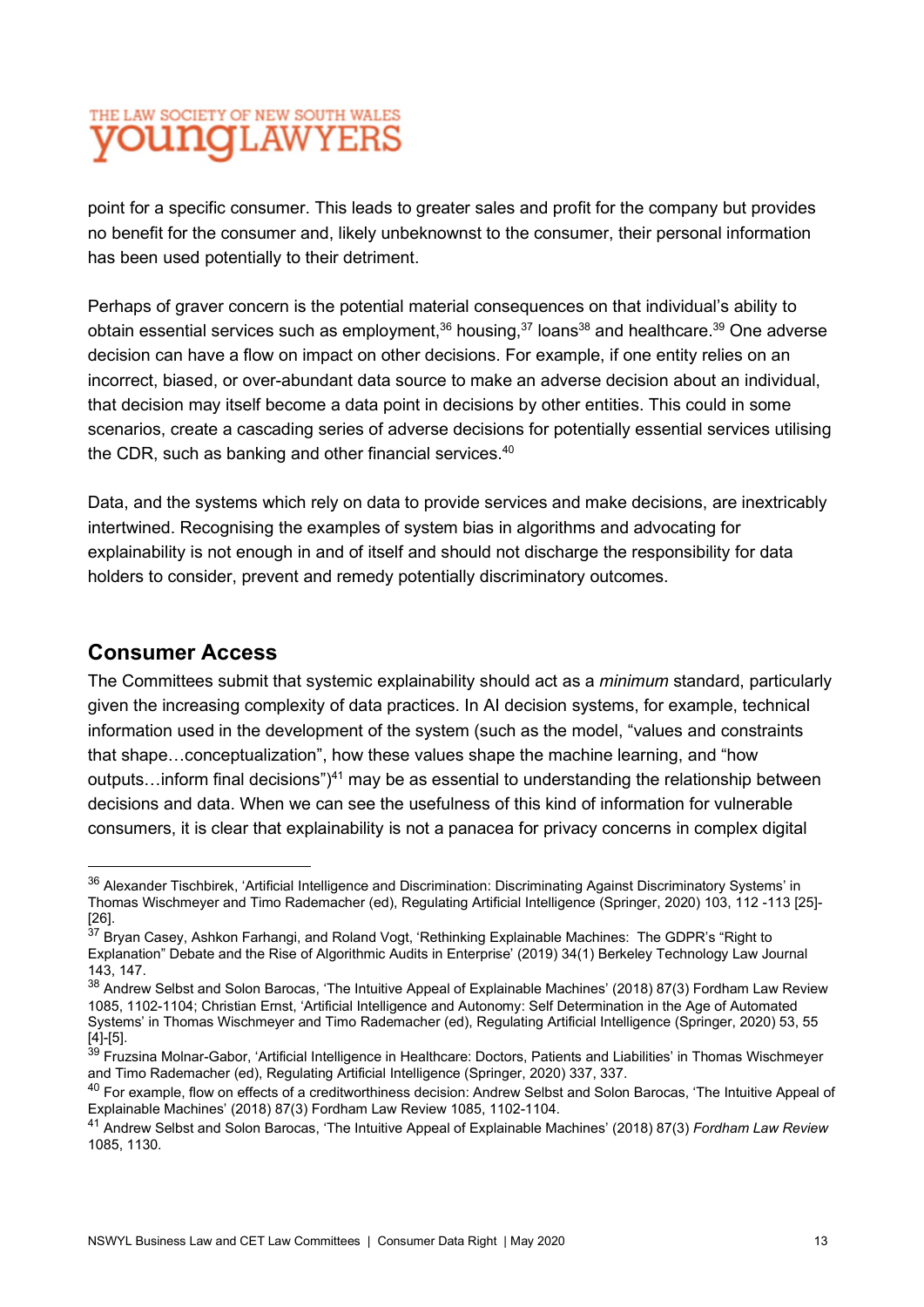point for a specific consumer. This leads to greater sales and profit for the company but provides no benefit for the consumer and, likely unbeknownst to the consumer, their personal information has been used potentially to their detriment.

Perhaps of graver concern is the potential material consequences on that individual's ability to obtain essential services such as employment,[36] housing,[37] loans[38] and healthcare.[39] One adverse decision can have a flow on impact on other decisions. For example, if one entity relies on an incorrect, biased, or over-abundant data source to make an adverse decision about an individual, that decision may itself become a data point in decisions by other entities. This could in some scenarios, create a cascading series of adverse decisions for potentially essential services utilising the CDR, such as banking and other financial services.[40]

Data, and the systems which rely on data to provide services and make decisions, are inextricably intertwined. Recognising the examples of system bias in algorithms and advocating for explainability is not enough in and of itself and should not discharge the responsibility for data holders to consider, prevent and remedy potentially discriminatory outcomes.

## Consumer Access

The Committees submit that systemic explainability should act as a *minimum* standard, particularly given the increasing complexity of data practices. In AI decision systems, for example, technical information used in the development of the system (such as the model, "values and constraints that shape…conceptualization", how these values shape the machine learning, and "how outputs…inform final decisions")[41] may be as essential to understanding the relationship between decisions and data. When we can see the usefulness of this kind of information for vulnerable consumers, it is clear that explainability is not a panacea for privacy concerns in complex digital

---

[36] Alexander Tischbirek, 'Artificial Intelligence and Discrimination: Discriminating Against Discriminatory Systems' in Thomas Wischmeyer and Timo Rademacher (ed), Regulating Artificial Intelligence (Springer, 2020) 103, 112 -113 [25]-[26].

[37] Bryan Casey, Ashkon Farhangi, and Roland Vogt, 'Rethinking Explainable Machines: The GDPR's "Right to Explanation" Debate and the Rise of Algorithmic Audits in Enterprise' (2019) 34(1) Berkeley Technology Law Journal 143, 147.

[38] Andrew Selbst and Solon Barocas, 'The Intuitive Appeal of Explainable Machines' (2018) 87(3) Fordham Law Review 1085, 1102-1104; Christian Ernst, 'Artificial Intelligence and Autonomy: Self Determination in the Age of Automated Systems' in Thomas Wischmeyer and Timo Rademacher (ed), Regulating Artificial Intelligence (Springer, 2020) 53, 55 [4]-[5].

[39] Fruzsina Molnar-Gabor, 'Artificial Intelligence in Healthcare: Doctors, Patients and Liabilities' in Thomas Wischmeyer and Timo Rademacher (ed), Regulating Artificial Intelligence (Springer, 2020) 337, 337.

[40] For example, flow on effects of a creditworthiness decision: Andrew Selbst and Solon Barocas, 'The Intuitive Appeal of Explainable Machines' (2018) 87(3) Fordham Law Review 1085, 1102-1104.

[41] Andrew Selbst and Solon Barocas, 'The Intuitive Appeal of Explainable Machines' (2018) 87(3) *Fordham Law Review* 1085, 1130.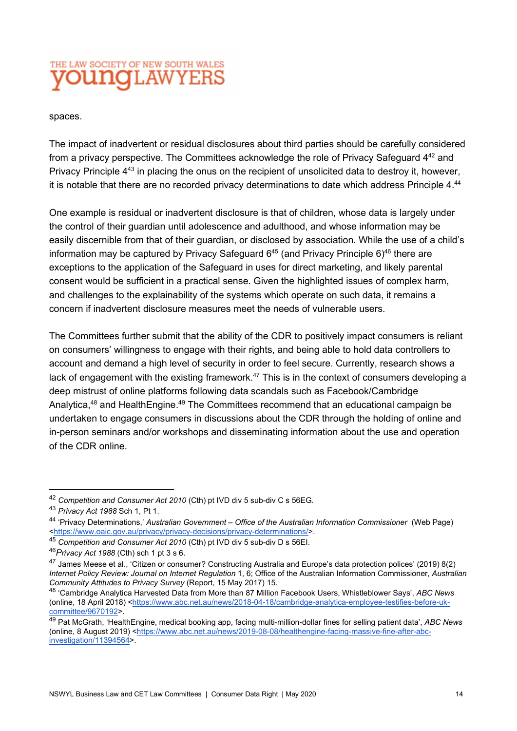spaces.

The impact of inadvertent or residual disclosures about third parties should be carefully considered from a privacy perspective. The Committees acknowledge the role of Privacy Safeguard 4[42] and Privacy Principle 4[43] in placing the onus on the recipient of unsolicited data to destroy it, however, it is notable that there are no recorded privacy determinations to date which address Principle 4.[44]

One example is residual or inadvertent disclosure is that of children, whose data is largely under the control of their guardian until adolescence and adulthood, and whose information may be easily discernible from that of their guardian, or disclosed by association. While the use of a child's information may be captured by Privacy Safeguard 6[45] (and Privacy Principle 6)[46] there are exceptions to the application of the Safeguard in uses for direct marketing, and likely parental consent would be sufficient in a practical sense. Given the highlighted issues of complex harm, and challenges to the explainability of the systems which operate on such data, it remains a concern if inadvertent disclosure measures meet the needs of vulnerable users.

The Committees further submit that the ability of the CDR to positively impact consumers is reliant on consumers' willingness to engage with their rights, and being able to hold data controllers to account and demand a high level of security in order to feel secure. Currently, research shows a lack of engagement with the existing framework.[47] This is in the context of consumers developing a deep mistrust of online platforms following data scandals such as Facebook/Cambridge Analytica,[48] and HealthEngine.[49] The Committees recommend that an educational campaign be undertaken to engage consumers in discussions about the CDR through the holding of online and in-person seminars and/or workshops and disseminating information about the use and operation of the CDR online.

---

[42] *Competition and Consumer Act 2010* (Cth) pt IVD div 5 sub-div C s 56EG.

[43] *Privacy Act 1988* Sch 1, Pt 1.

[44] 'Privacy Determinations,' *Australian Government – Office of the Australian Information Commissioner* (Web Page) <https://www.oaic.gov.au/privacy/privacy-decisions/privacy-determinations/>.

[45] *Competition and Consumer Act 2010* (Cth) pt IVD div 5 sub-div D s 56EI.

[46] *Privacy Act 1988* (Cth) sch 1 pt 3 s 6.

[47] James Meese et al., 'Citizen or consumer? Constructing Australia and Europe's data protection polices' (2019) 8(2) *Internet Policy Review: Journal on Internet Regulation* 1, 6; Office of the Australian Information Commissioner, *Australian Community Attitudes to Privacy Survey* (Report, 15 May 2017) 15.

[48] 'Cambridge Analytica Harvested Data from More than 87 Million Facebook Users, Whistleblower Says', *ABC News* (online, 18 April 2018) <https://www.abc.net.au/news/2018-04-18/cambridge-analytica-employee-testifies-before-uk-committee/9670192>.

[49] Pat McGrath, 'HealthEngine, medical booking app, facing multi-million-dollar fines for selling patient data', *ABC News* (online, 8 August 2019) <https://www.abc.net.au/news/2019-08-08/healthengine-facing-massive-fine-after-abc-investigation/11394564>.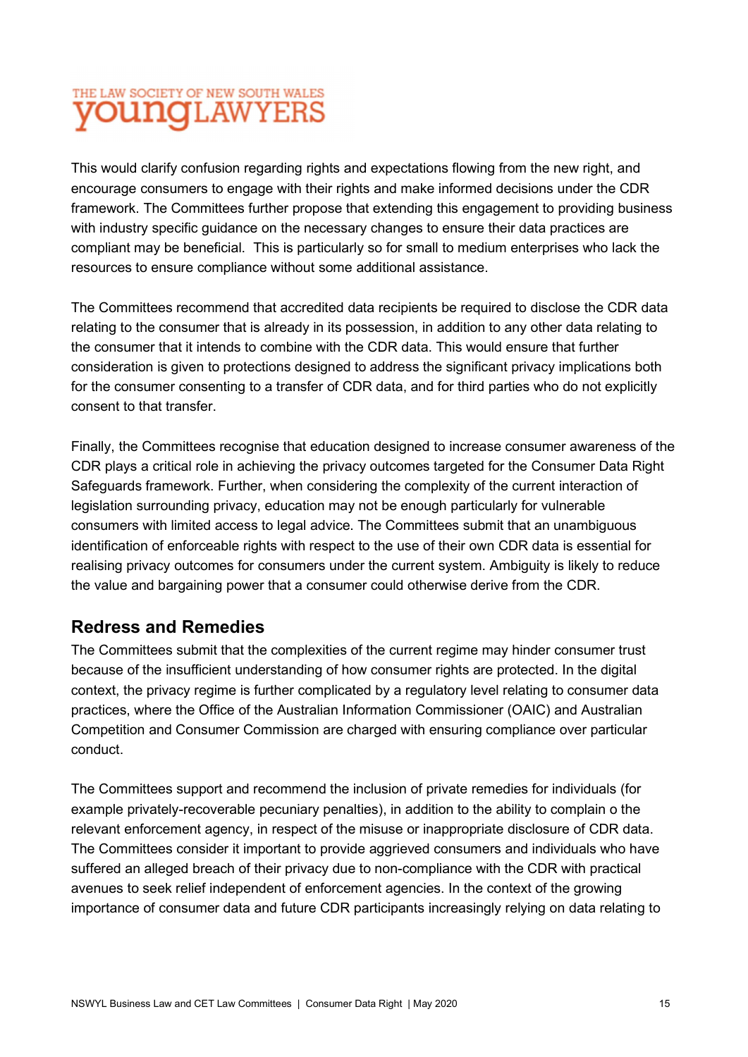This would clarify confusion regarding rights and expectations flowing from the new right, and encourage consumers to engage with their rights and make informed decisions under the CDR framework. The Committees further propose that extending this engagement to providing business with industry specific guidance on the necessary changes to ensure their data practices are compliant may be beneficial. This is particularly so for small to medium enterprises who lack the resources to ensure compliance without some additional assistance.

The Committees recommend that accredited data recipients be required to disclose the CDR data relating to the consumer that is already in its possession, in addition to any other data relating to the consumer that it intends to combine with the CDR data. This would ensure that further consideration is given to protections designed to address the significant privacy implications both for the consumer consenting to a transfer of CDR data, and for third parties who do not explicitly consent to that transfer.

Finally, the Committees recognise that education designed to increase consumer awareness of the CDR plays a critical role in achieving the privacy outcomes targeted for the Consumer Data Right Safeguards framework. Further, when considering the complexity of the current interaction of legislation surrounding privacy, education may not be enough particularly for vulnerable consumers with limited access to legal advice. The Committees submit that an unambiguous identification of enforceable rights with respect to the use of their own CDR data is essential for realising privacy outcomes for consumers under the current system. Ambiguity is likely to reduce the value and bargaining power that a consumer could otherwise derive from the CDR.

## Redress and Remedies

The Committees submit that the complexities of the current regime may hinder consumer trust because of the insufficient understanding of how consumer rights are protected. In the digital context, the privacy regime is further complicated by a regulatory level relating to consumer data practices, where the Office of the Australian Information Commissioner (OAIC) and Australian Competition and Consumer Commission are charged with ensuring compliance over particular conduct.

The Committees support and recommend the inclusion of private remedies for individuals (for example privately-recoverable pecuniary penalties), in addition to the ability to complain o the relevant enforcement agency, in respect of the misuse or inappropriate disclosure of CDR data. The Committees consider it important to provide aggrieved consumers and individuals who have suffered an alleged breach of their privacy due to non-compliance with the CDR with practical avenues to seek relief independent of enforcement agencies. In the context of the growing importance of consumer data and future CDR participants increasingly relying on data relating to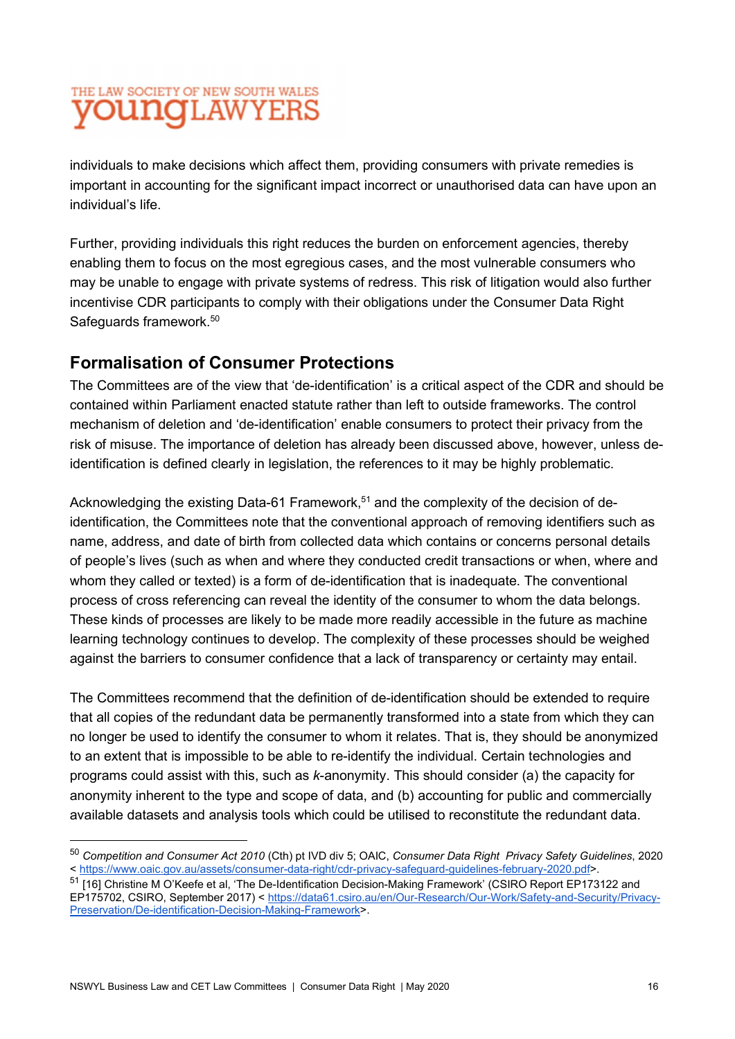individuals to make decisions which affect them, providing consumers with private remedies is important in accounting for the significant impact incorrect or unauthorised data can have upon an individual's life.

Further, providing individuals this right reduces the burden on enforcement agencies, thereby enabling them to focus on the most egregious cases, and the most vulnerable consumers who may be unable to engage with private systems of redress. This risk of litigation would also further incentivise CDR participants to comply with their obligations under the Consumer Data Right Safeguards framework.[50]

## Formalisation of Consumer Protections

The Committees are of the view that 'de-identification' is a critical aspect of the CDR and should be contained within Parliament enacted statute rather than left to outside frameworks. The control mechanism of deletion and 'de-identification' enable consumers to protect their privacy from the risk of misuse. The importance of deletion has already been discussed above, however, unless de-identification is defined clearly in legislation, the references to it may be highly problematic.

Acknowledging the existing Data-61 Framework,[51] and the complexity of the decision of de-identification, the Committees note that the conventional approach of removing identifiers such as name, address, and date of birth from collected data which contains or concerns personal details of people's lives (such as when and where they conducted credit transactions or when, where and whom they called or texted) is a form of de-identification that is inadequate. The conventional process of cross referencing can reveal the identity of the consumer to whom the data belongs. These kinds of processes are likely to be made more readily accessible in the future as machine learning technology continues to develop. The complexity of these processes should be weighed against the barriers to consumer confidence that a lack of transparency or certainty may entail.

The Committees recommend that the definition of de-identification should be extended to require that all copies of the redundant data be permanently transformed into a state from which they can no longer be used to identify the consumer to whom it relates. That is, they should be anonymized to an extent that is impossible to be able to re-identify the individual. Certain technologies and programs could assist with this, such as *k*-anonymity. This should consider (a) the capacity for anonymity inherent to the type and scope of data, and (b) accounting for public and commercially available datasets and analysis tools which could be utilised to reconstitute the redundant data.

---

[50] *Competition and Consumer Act 2010* (Cth) pt IVD div 5; OAIC, *Consumer Data Right Privacy Safety Guidelines*, 2020 < https://www.oaic.gov.au/assets/consumer-data-right/cdr-privacy-safeguard-guidelines-february-2020.pdf>.

[51] [16] Christine M O'Keefe et al, 'The De-Identification Decision-Making Framework' (CSIRO Report EP173122 and EP175702, CSIRO, September 2017) < https://data61.csiro.au/en/Our-Research/Our-Work/Safety-and-Security/Privacy-Preservation/De-identification-Decision-Making-Framework>.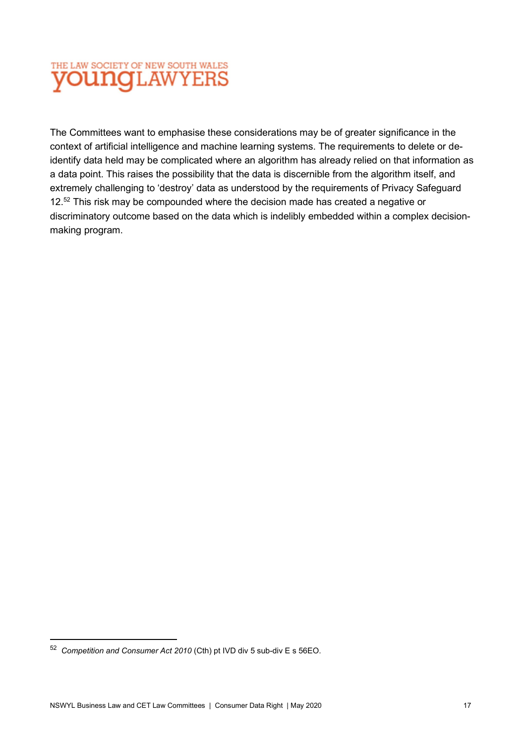The Committees want to emphasise these considerations may be of greater significance in the context of artificial intelligence and machine learning systems. The requirements to delete or de-identify data held may be complicated where an algorithm has already relied on that information as a data point. This raises the possibility that the data is discernible from the algorithm itself, and extremely challenging to 'destroy' data as understood by the requirements of Privacy Safeguard 12.[52] This risk may be compounded where the decision made has created a negative or discriminatory outcome based on the data which is indelibly embedded within a complex decision-making program.

---

[52] *Competition and Consumer Act 2010* (Cth) pt IVD div 5 sub-div E s 56EO.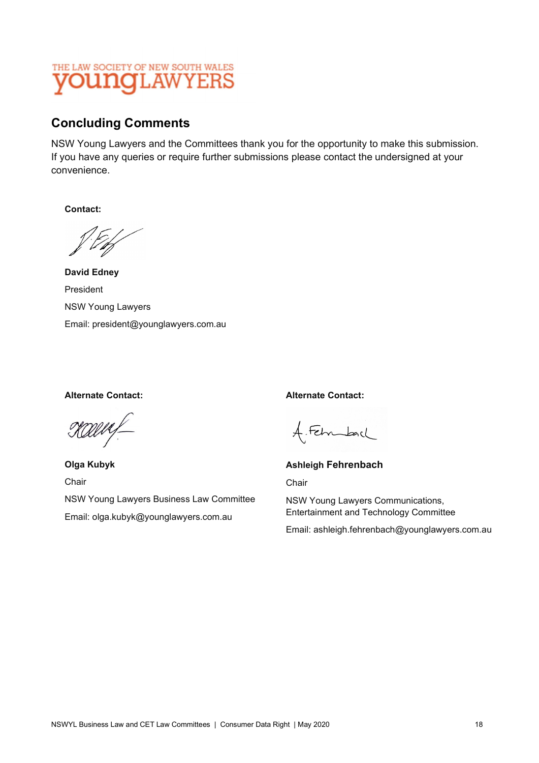## Concluding Comments

NSW Young Lawyers and the Committees thank you for the opportunity to make this submission. If you have any queries or require further submissions please contact the undersigned at your convenience.

**Contact:**

**David Edney**

President

NSW Young Lawyers

Email: president@younglawyers.com.au

**Alternate Contact:**

**Olga Kubyk**

Chair

NSW Young Lawyers Business Law Committee

Email: olga.kubyk@younglawyers.com.au

**Alternate Contact:**

**Ashleigh Fehrenbach**

Chair

NSW Young Lawyers Communications, Entertainment and Technology Committee

Email: ashleigh.fehrenbach@younglawyers.com.au